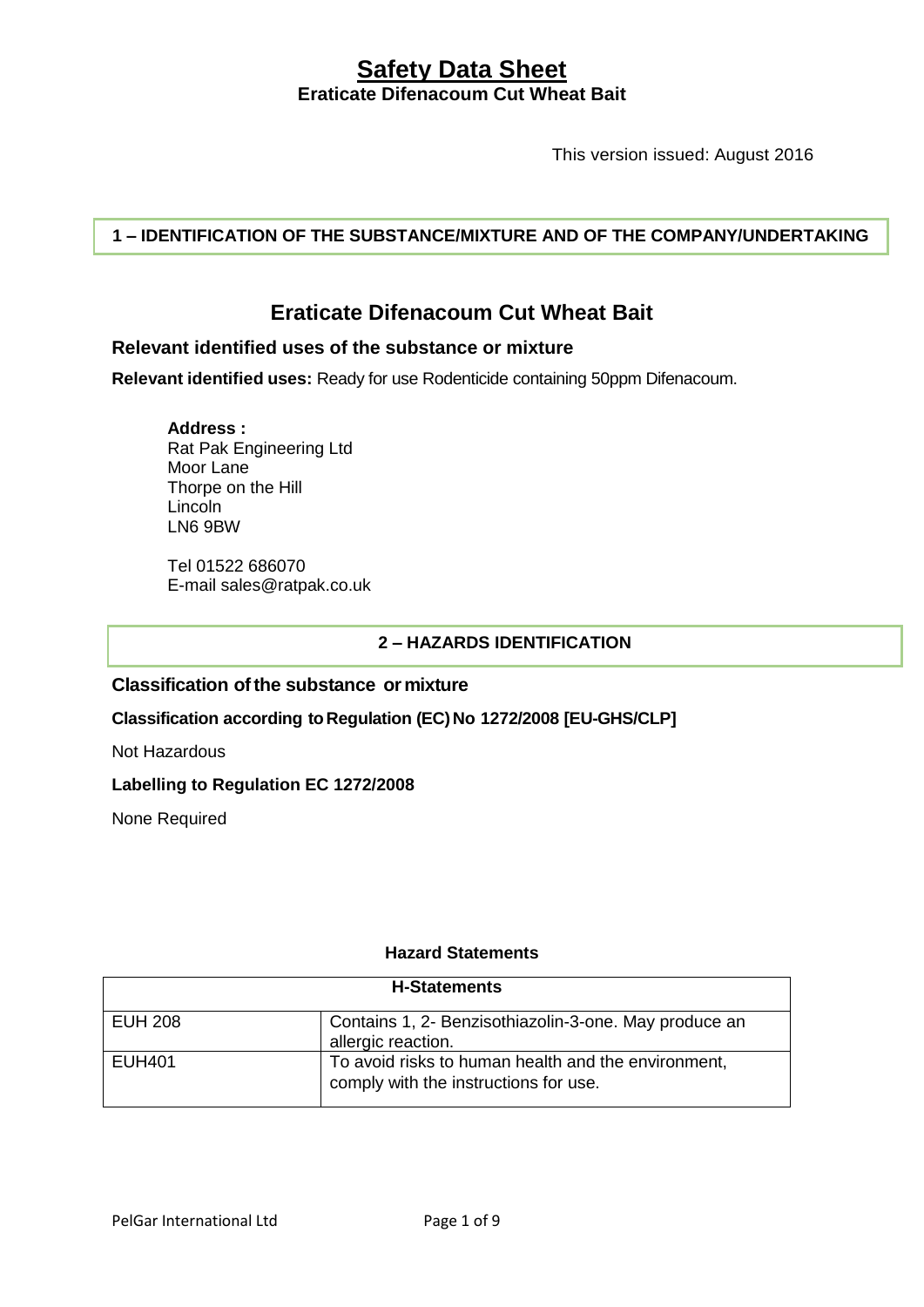# Safety Data Sheet

**Eraticate Difenacoum Cut Wheat Bait**

This version issued: August 2016

## 1 – IDENTIFICATION OF THE SUBSTANCE/MIXTURE AND OF THE COMPANY/UNDERTAKING

## Eraticate Difenacoum Cut Wheat Bait

### Relevant identified uses of the substance or mixture

**Relevant identified uses:** Ready for use Rodenticide containing 50ppm Difenacoum.

**Address :**
Rat Pak Engineering Ltd
Moor Lane
Thorpe on the Hill
Lincoln
LN6 9BW

Tel 01522 686070
E-mail sales@ratpak.co.uk

## 2 – HAZARDS IDENTIFICATION

### Classification of the substance or mixture

**Classification according to Regulation (EC) No 1272/2008 [EU-GHS/CLP]**

Not Hazardous

**Labelling to Regulation EC 1272/2008**

None Required

**Hazard Statements**

| H-Statements | |
|---|---|
| EUH 208 | Contains 1, 2- Benzisothiazolin-3-one. May produce an allergic reaction. |
| EUH401 | To avoid risks to human health and the environment, comply with the instructions for use. |

PelGar International Ltd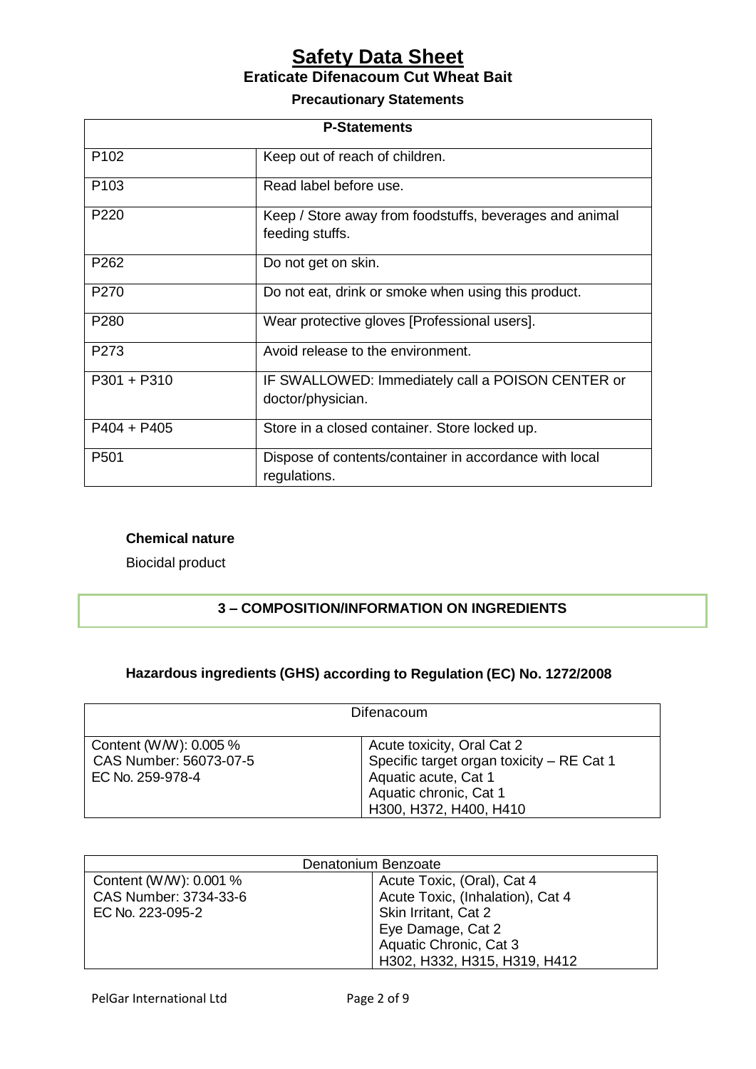**Precautionary Statements**

| P-Statements | |
|---|---|
| P102 | Keep out of reach of children. |
| P103 | Read label before use. |
| P220 | Keep / Store away from foodstuffs, beverages and animal feeding stuffs. |
| P262 | Do not get on skin. |
| P270 | Do not eat, drink or smoke when using this product. |
| P280 | Wear protective gloves [Professional users]. |
| P273 | Avoid release to the environment. |
| P301 + P310 | IF SWALLOWED: Immediately call a POISON CENTER or doctor/physician. |
| P404 + P405 | Store in a closed container. Store locked up. |
| P501 | Dispose of contents/container in accordance with local regulations. |

**Chemical nature**

Biocidal product

## 3 – COMPOSITION/INFORMATION ON INGREDIENTS

### Hazardous ingredients (GHS) according to Regulation (EC) No. 1272/2008

| Difenacoum | |
|---|---|
| Content (W/W): 0.005 %<br>CAS Number: 56073-07-5<br>EC No. 259-978-4 | Acute toxicity, Oral Cat 2<br>Specific target organ toxicity – RE Cat 1<br>Aquatic acute, Cat 1<br>Aquatic chronic, Cat 1<br>H300, H372, H400, H410 |

| Denatonium Benzoate | |
|---|---|
| Content (W/W): 0.001 %<br>CAS Number: 3734-33-6<br>EC No. 223-095-2 | Acute Toxic, (Oral), Cat 4<br>Acute Toxic, (Inhalation), Cat 4<br>Skin Irritant, Cat 2<br>Eye Damage, Cat 2<br>Aquatic Chronic, Cat 3<br>H302, H332, H315, H319, H412 |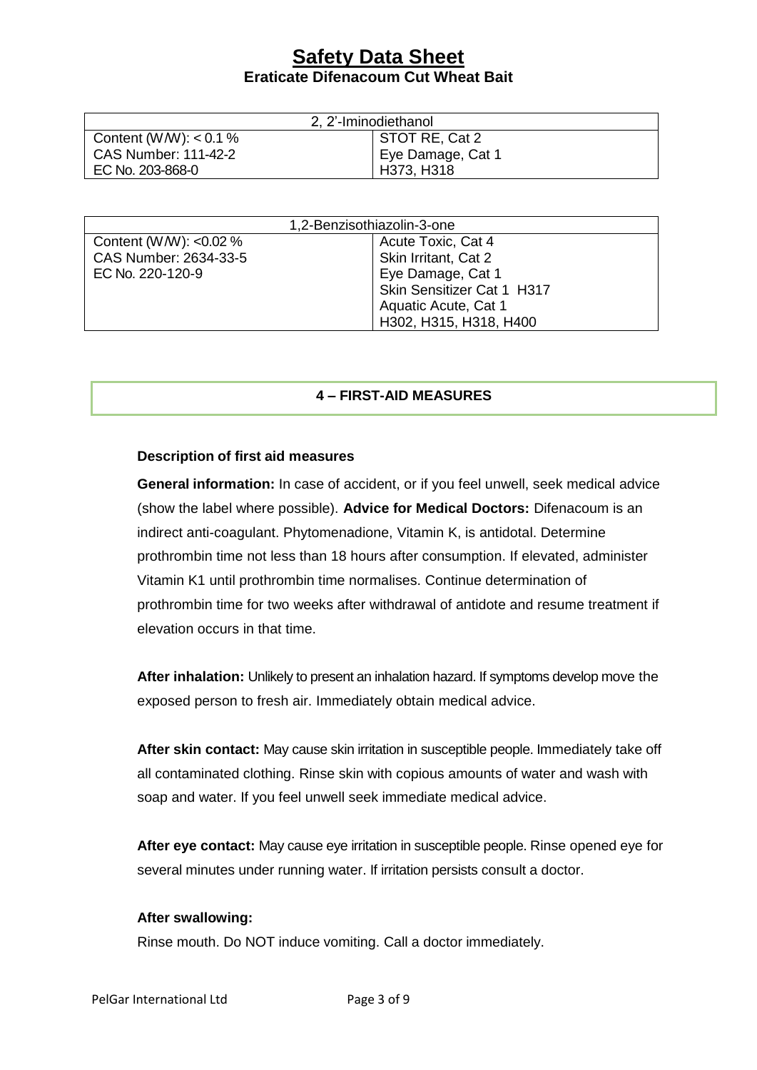| 2, 2'-Iminodiethanol | |
| --- | --- |
| Content (W/W): < 0.1 % | STOT RE, Cat 2 |
| CAS Number: 111-42-2 | Eye Damage, Cat 1 |
| EC No. 203-868-0 | H373, H318 |

| 1,2-Benzisothiazolin-3-one | |
| --- | --- |
| Content (W/W): <0.02 % | Acute Toxic, Cat 4 |
| CAS Number: 2634-33-5 | Skin Irritant, Cat 2 |
| EC No. 220-120-9 | Eye Damage, Cat 1 |
| | Skin Sensitizer Cat 1 H317 |
| | Aquatic Acute, Cat 1 |
| | H302, H315, H318, H400 |

## 4 – FIRST-AID MEASURES

**Description of first aid measures**

**General information:** In case of accident, or if you feel unwell, seek medical advice (show the label where possible). **Advice for Medical Doctors:** Difenacoum is an indirect anti-coagulant. Phytomenadione, Vitamin K, is antidotal. Determine prothrombin time not less than 18 hours after consumption. If elevated, administer Vitamin K1 until prothrombin time normalises. Continue determination of prothrombin time for two weeks after withdrawal of antidote and resume treatment if elevation occurs in that time.

**After inhalation:** Unlikely to present an inhalation hazard. If symptoms develop move the exposed person to fresh air. Immediately obtain medical advice.

**After skin contact:** May cause skin irritation in susceptible people. Immediately take off all contaminated clothing. Rinse skin with copious amounts of water and wash with soap and water. If you feel unwell seek immediate medical advice.

**After eye contact:** May cause eye irritation in susceptible people. Rinse opened eye for several minutes under running water. If irritation persists consult a doctor.

**After swallowing:**

Rinse mouth. Do NOT induce vomiting. Call a doctor immediately.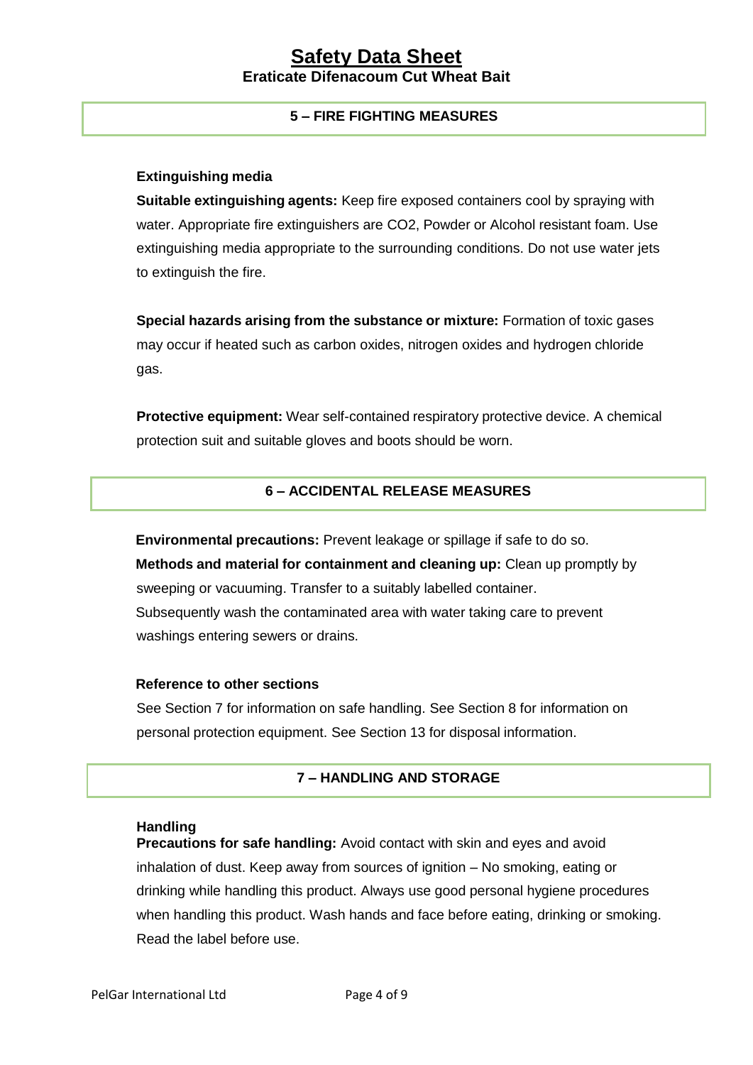## 5 – FIRE FIGHTING MEASURES

### Extinguishing media

**Suitable extinguishing agents:** Keep fire exposed containers cool by spraying with water. Appropriate fire extinguishers are $CO_2$, Powder or Alcohol resistant foam. Use extinguishing media appropriate to the surrounding conditions. Do not use water jets to extinguish the fire.

**Special hazards arising from the substance or mixture:** Formation of toxic gases may occur if heated such as carbon oxides, nitrogen oxides and hydrogen chloride gas.

**Protective equipment:** Wear self-contained respiratory protective device. A chemical protection suit and suitable gloves and boots should be worn.

## 6 – ACCIDENTAL RELEASE MEASURES

**Environmental precautions:** Prevent leakage or spillage if safe to do so.
**Methods and material for containment and cleaning up:** Clean up promptly by sweeping or vacuuming. Transfer to a suitably labelled container. Subsequently wash the contaminated area with water taking care to prevent washings entering sewers or drains.

### Reference to other sections

See Section 7 for information on safe handling. See Section 8 for information on personal protection equipment. See Section 13 for disposal information.

## 7 – HANDLING AND STORAGE

### Handling

**Precautions for safe handling:** Avoid contact with skin and eyes and avoid inhalation of dust. Keep away from sources of ignition – No smoking, eating or drinking while handling this product. Always use good personal hygiene procedures when handling this product. Wash hands and face before eating, drinking or smoking. Read the label before use.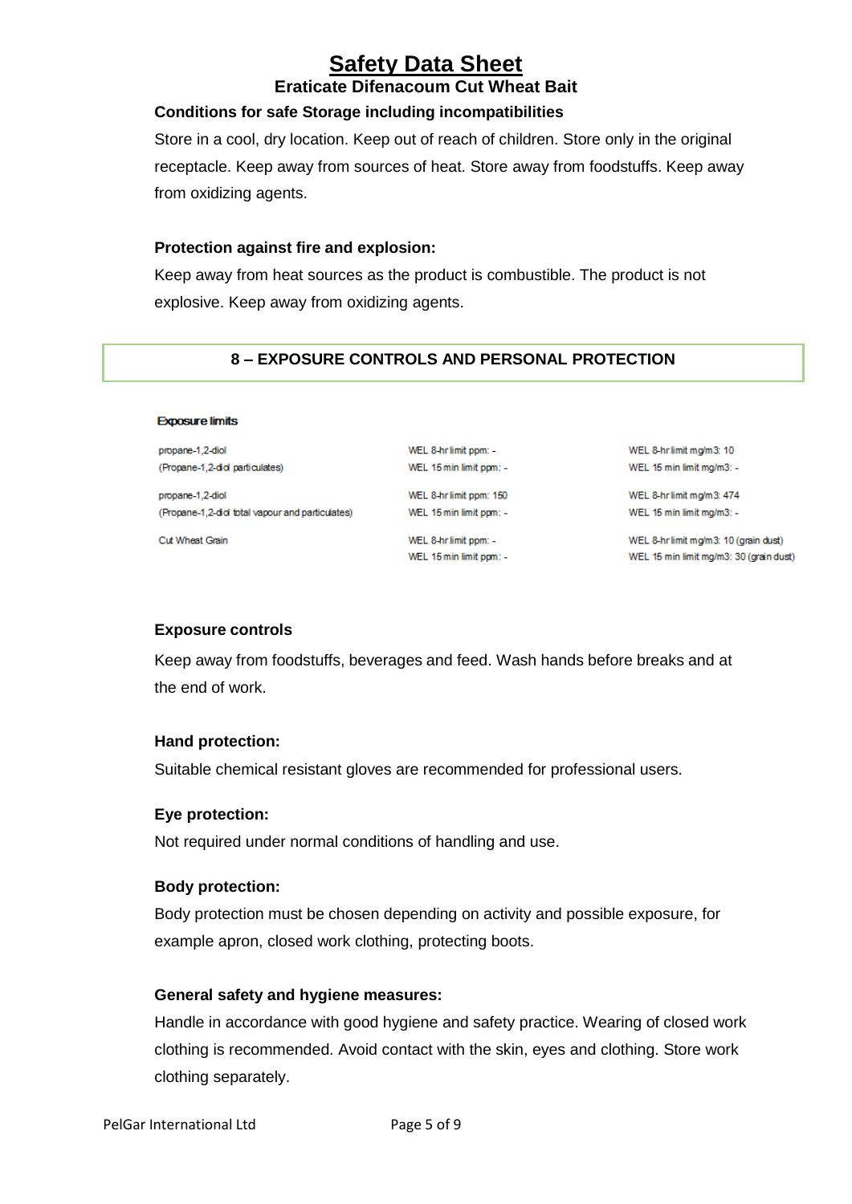## Conditions for safe Storage including incompatibilities

Store in a cool, dry location. Keep out of reach of children. Store only in the original receptacle. Keep away from sources of heat. Store away from foodstuffs. Keep away from oxidizing agents.

## Protection against fire and explosion:

Keep away from heat sources as the product is combustible. The product is not explosive. Keep away from oxidizing agents.

# 8 – EXPOSURE CONTROLS AND PERSONAL PROTECTION

**Exposure limits**

| Substance | WEL (ppm) | WEL (mg/m3) |
|---|---|---|
| propane-1,2-diol (Propane-1,2-diol particulates) | WEL 8-hr limit ppm: - <br> WEL 15 min limit ppm: - | WEL 8-hr limit mg/m3: 10 <br> WEL 15 min limit mg/m3: - |
| propane-1,2-diol (Propane-1,2-diol total vapour and particulates) | WEL 8-hr limit ppm: 150 <br> WEL 15 min limit ppm: - | WEL 8-hr limit mg/m3: 474 <br> WEL 15 min limit mg/m3: - |
| Cut Wheat Grain | WEL 8-hr limit ppm: - <br> WEL 15 min limit ppm: - | WEL 8-hr limit mg/m3: 10 (grain dust) <br> WEL 15 min limit mg/m3: 30 (grain dust) |

## Exposure controls

Keep away from foodstuffs, beverages and feed. Wash hands before breaks and at the end of work.

## Hand protection:

Suitable chemical resistant gloves are recommended for professional users.

## Eye protection:

Not required under normal conditions of handling and use.

## Body protection:

Body protection must be chosen depending on activity and possible exposure, for example apron, closed work clothing, protecting boots.

## General safety and hygiene measures:

Handle in accordance with good hygiene and safety practice. Wearing of closed work clothing is recommended. Avoid contact with the skin, eyes and clothing. Store work clothing separately.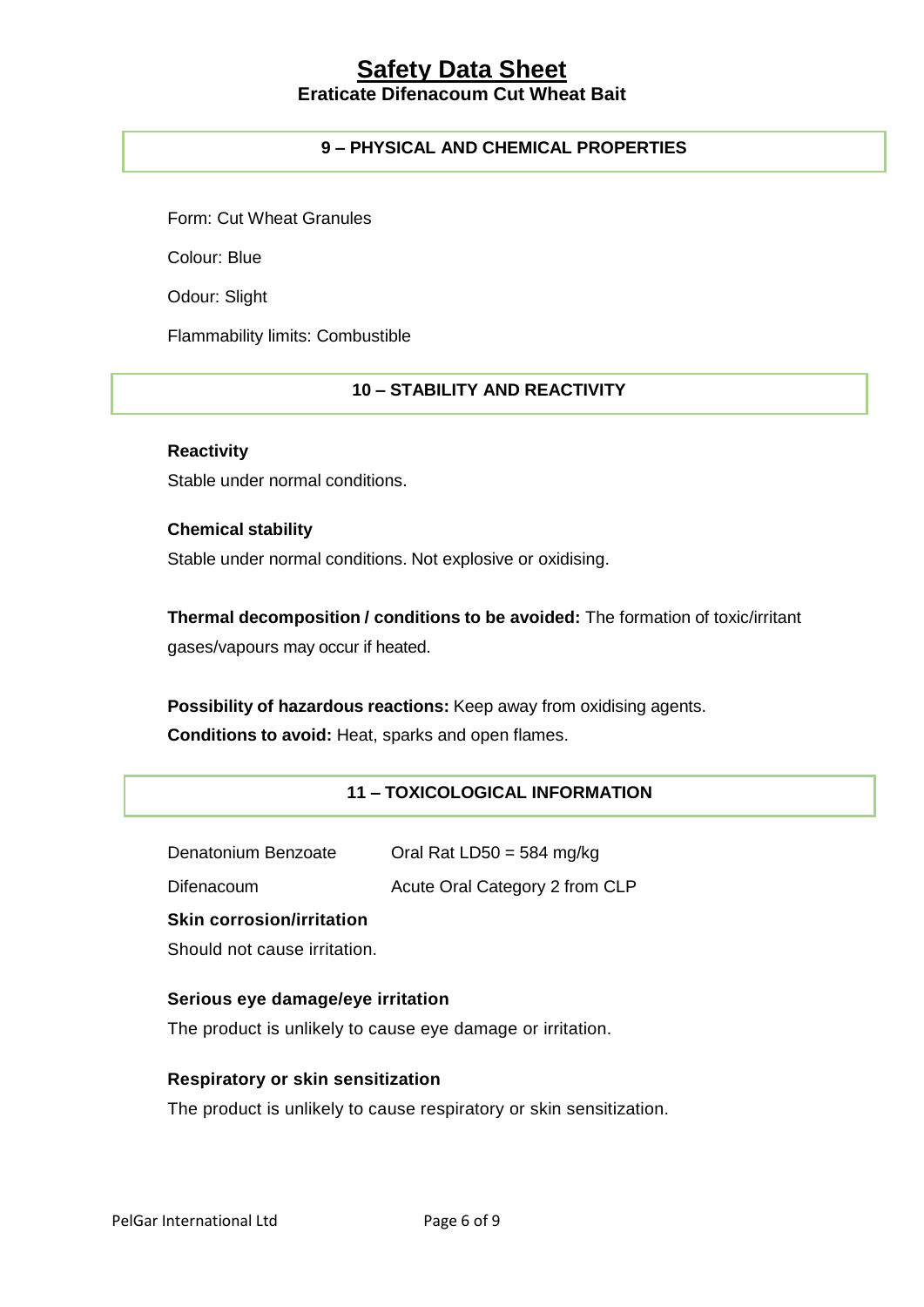## 9 – PHYSICAL AND CHEMICAL PROPERTIES

Form: Cut Wheat Granules

Colour: Blue

Odour: Slight

Flammability limits: Combustible

## 10 – STABILITY AND REACTIVITY

**Reactivity**

Stable under normal conditions.

**Chemical stability**

Stable under normal conditions. Not explosive or oxidising.

**Thermal decomposition / conditions to be avoided:** The formation of toxic/irritant gases/vapours may occur if heated.

**Possibility of hazardous reactions:** Keep away from oxidising agents.

**Conditions to avoid:** Heat, sparks and open flames.

## 11 – TOXICOLOGICAL INFORMATION

| | |
|---|---|
| Denatonium Benzoate | Oral Rat LD50 = 584 mg/kg |
| Difenacoum | Acute Oral Category 2 from CLP |

**Skin corrosion/irritation**

Should not cause irritation.

**Serious eye damage/eye irritation**

The product is unlikely to cause eye damage or irritation.

**Respiratory or skin sensitization**

The product is unlikely to cause respiratory or skin sensitization.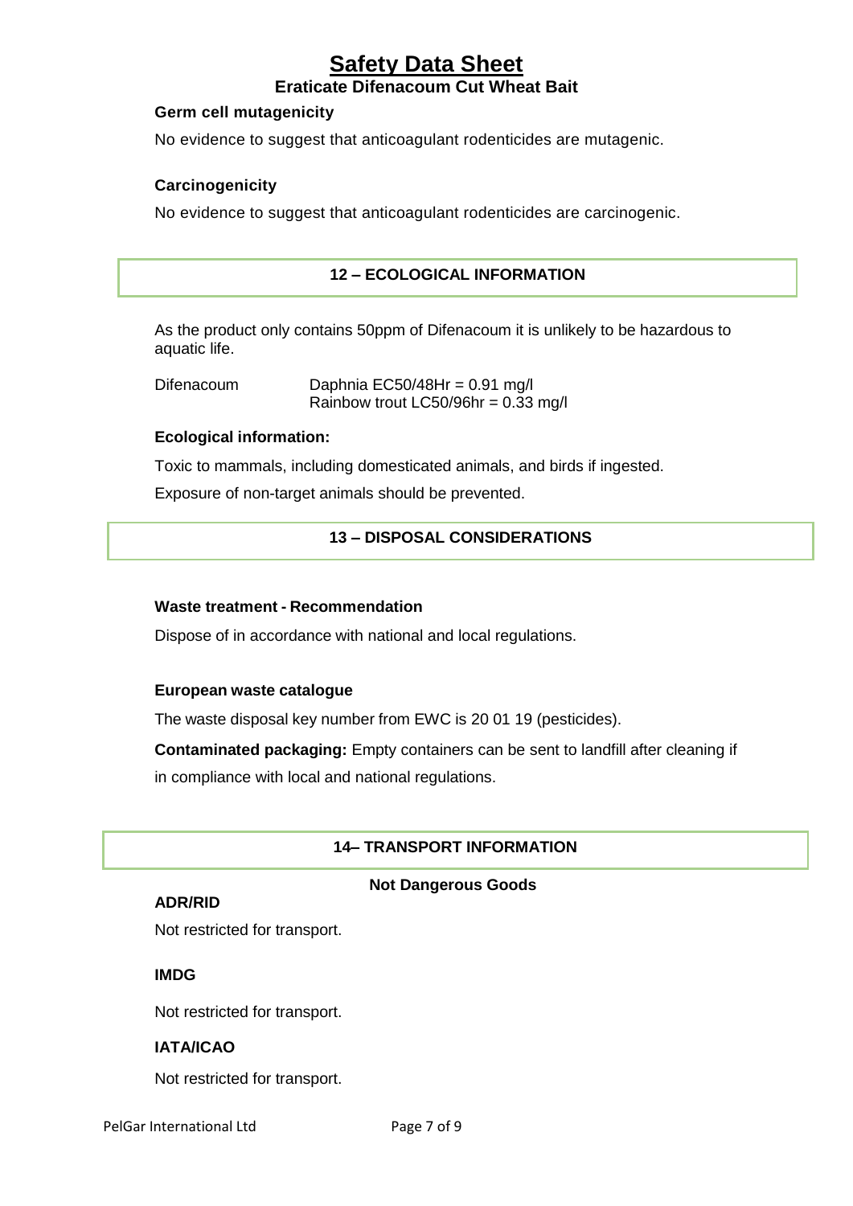### Germ cell mutagenicity

No evidence to suggest that anticoagulant rodenticides are mutagenic.

### Carcinogenicity

No evidence to suggest that anticoagulant rodenticides are carcinogenic.

## 12 – ECOLOGICAL INFORMATION

As the product only contains 50ppm of Difenacoum it is unlikely to be hazardous to aquatic life.

| | |
|---|---|
| Difenacoum | Daphnia EC50/48Hr = 0.91 mg/l<br>Rainbow trout LC50/96hr = 0.33 mg/l |

### Ecological information:

Toxic to mammals, including domesticated animals, and birds if ingested.

Exposure of non-target animals should be prevented.

## 13 – DISPOSAL CONSIDERATIONS

### Waste treatment - Recommendation

Dispose of in accordance with national and local regulations.

### European waste catalogue

The waste disposal key number from EWC is 20 01 19 (pesticides).

**Contaminated packaging:** Empty containers can be sent to landfill after cleaning if in compliance with local and national regulations.

## 14– TRANSPORT INFORMATION

**Not Dangerous Goods**

### ADR/RID

Not restricted for transport.

### IMDG

Not restricted for transport.

### IATA/ICAO

Not restricted for transport.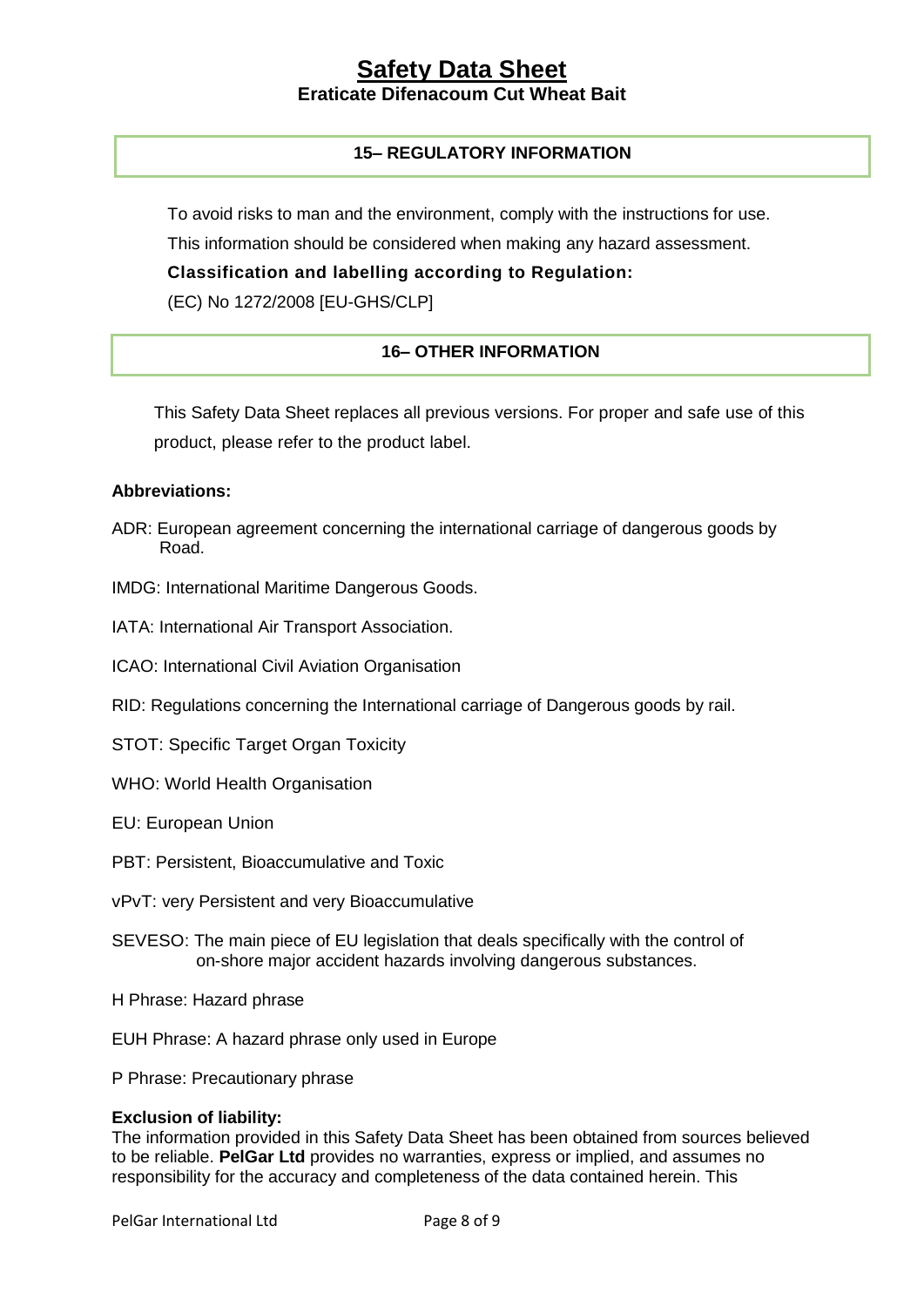## 15– REGULATORY INFORMATION

To avoid risks to man and the environment, comply with the instructions for use.

This information should be considered when making any hazard assessment.

**Classification and labelling according to Regulation:**

(EC) No 1272/2008 [EU-GHS/CLP]

## 16– OTHER INFORMATION

This Safety Data Sheet replaces all previous versions. For proper and safe use of this product, please refer to the product label.

**Abbreviations:**

ADR: European agreement concerning the international carriage of dangerous goods by Road.

IMDG: International Maritime Dangerous Goods.

IATA: International Air Transport Association.

ICAO: International Civil Aviation Organisation

RID: Regulations concerning the International carriage of Dangerous goods by rail.

STOT: Specific Target Organ Toxicity

WHO: World Health Organisation

EU: European Union

PBT: Persistent, Bioaccumulative and Toxic

vPvT: very Persistent and very Bioaccumulative

SEVESO: The main piece of EU legislation that deals specifically with the control of on-shore major accident hazards involving dangerous substances.

H Phrase: Hazard phrase

EUH Phrase: A hazard phrase only used in Europe

P Phrase: Precautionary phrase

**Exclusion of liability:**
The information provided in this Safety Data Sheet has been obtained from sources believed to be reliable. **PelGar Ltd** provides no warranties, express or implied, and assumes no responsibility for the accuracy and completeness of the data contained herein. This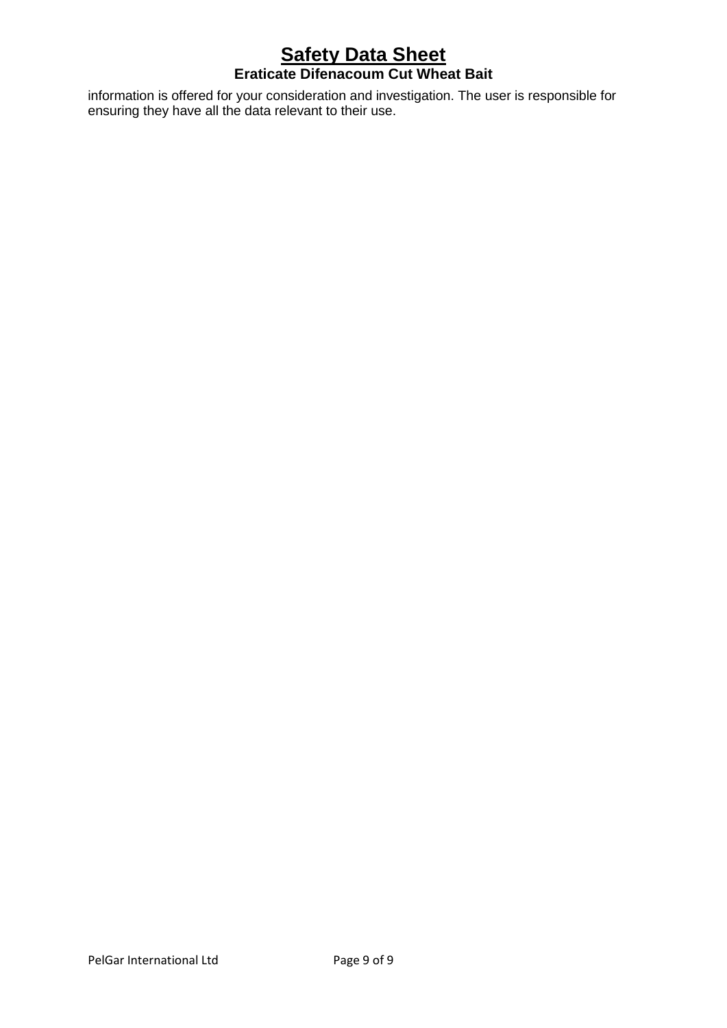information is offered for your consideration and investigation. The user is responsible for ensuring they have all the data relevant to their use.